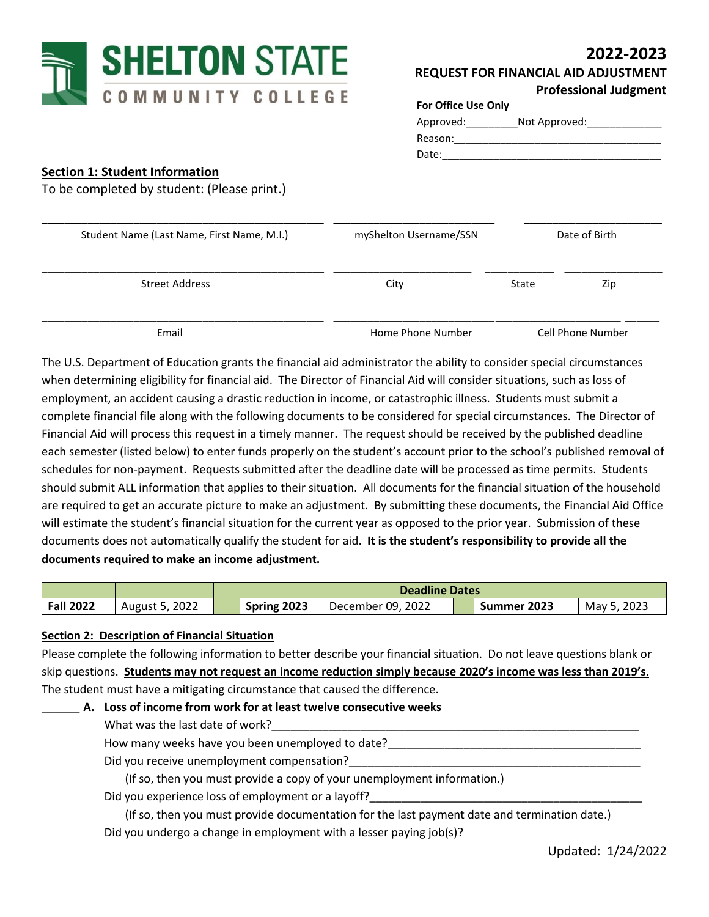**SHELTON STATE**
**COMMUNITY COLLEGE**

# 2022-2023
## REQUEST FOR FINANCIAL AID ADJUSTMENT
### Professional Judgment

**For Office Use Only**

Approved:_________Not Approved:_____________

Reason:____________________________________

Date:______________________________________

**Section 1: Student Information**

To be completed by student: (Please print.)

______________________________ ______________________ ____________________

Student Name (Last Name, First Name, M.I.) | mySheltons Username/SSN | Date of Birth

______________________________ ______________________ __________ ______________

Street Address | City | State | Zip

______________________________ ______________________ ____________________

Email | Home Phone Number | Cell Phone Number

The U.S. Department of Education grants the financial aid administrator the ability to consider special circumstances when determining eligibility for financial aid. The Director of Financial Aid will consider situations, such as loss of employment, an accident causing a drastic reduction in income, or catastrophic illness. Students must submit a complete financial file along with the following documents to be considered for special circumstances. The Director of Financial Aid will process this request in a timely manner. The request should be received by the published deadline each semester (listed below) to enter funds properly on the student's account prior to the school's published removal of schedules for non-payment. Requests submitted after the deadline date will be processed as time permits. Students should submit ALL information that applies to their situation. All documents for the financial situation of the household are required to get an accurate picture to make an adjustment. By submitting these documents, the Financial Aid Office will estimate the student's financial situation for the current year as opposed to the prior year. Submission of these documents does not automatically qualify the student for aid. **It is the student's responsibility to provide all the documents required to make an income adjustment.**

| | | **Deadline Dates** | | | | | |
|---|---|---|---|---|---|---|---|
| **Fall 2022** | August 5, 2022 | | **Spring 2023** | December 09, 2022 | | **Summer 2023** | May 5, 2023 |

**Section 2: Description of Financial Situation**

Please complete the following information to better describe your financial situation. Do not leave questions blank or skip questions. **Students may not request an income reduction simply because 2020's income was less than 2019's.** The student must have a mitigating circumstance that caused the difference.

______ **A. Loss of income from work for at least twelve consecutive weeks**

What was the last date of work?______________________________________________

How many weeks have you been unemployed to date?_____________________________

Did you receive unemployment compensation?__________________________________

(If so, then you must provide a copy of your unemployment information.)

Did you experience loss of employment or a layoff?_______________________________

(If so, then you must provide documentation for the last payment date and termination date.)

Did you undergo a change in employment with a lesser paying job(s)?

Updated: 1/24/2022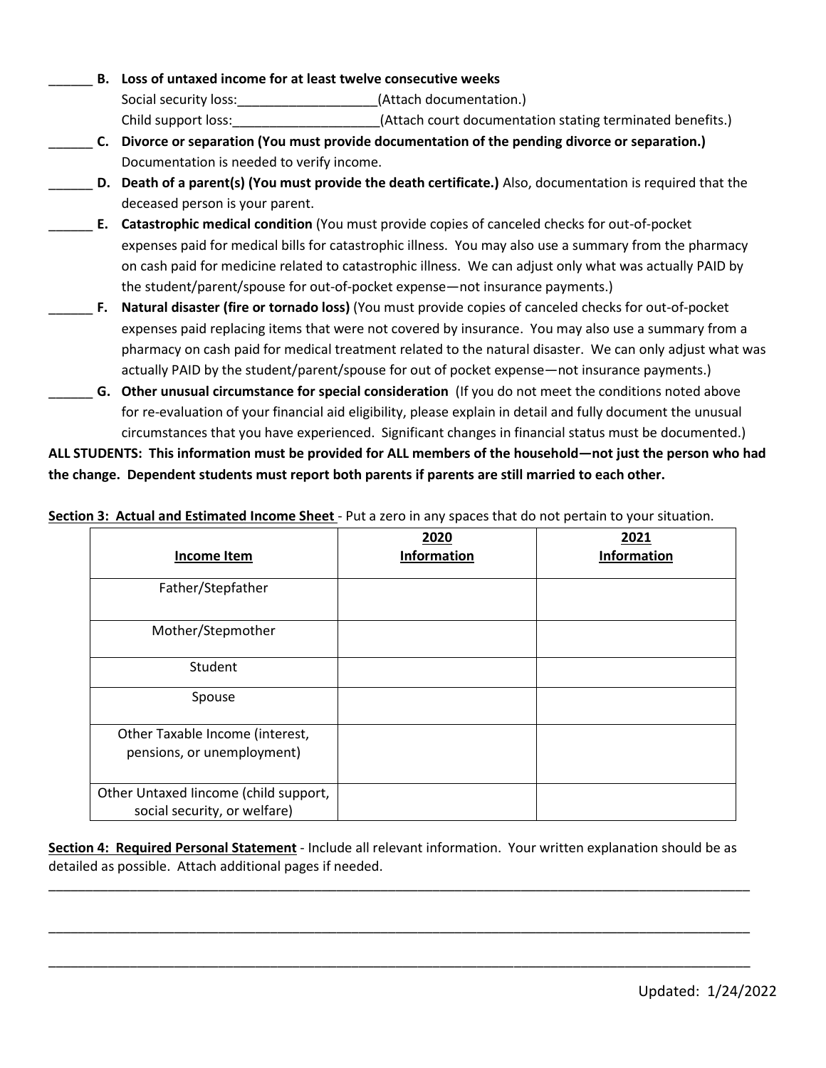______ **B. Loss of untaxed income for at least twelve consecutive weeks**

Social security loss:___________________(Attach documentation.)

Child support loss:____________________(Attach court documentation stating terminated benefits.)

______ **C. Divorce or separation (You must provide documentation of the pending divorce or separation.)** Documentation is needed to verify income.

______ **D. Death of a parent(s) (You must provide the death certificate.)** Also, documentation is required that the deceased person is your parent.

______ **E. Catastrophic medical condition** (You must provide copies of canceled checks for out-of-pocket expenses paid for medical bills for catastrophic illness. You may also use a summary from the pharmacy on cash paid for medicine related to catastrophic illness. We can adjust only what was actually PAID by the student/parent/spouse for out-of-pocket expense—not insurance payments.)

______ **F. Natural disaster (fire or tornado loss)** (You must provide copies of canceled checks for out-of-pocket expenses paid replacing items that were not covered by insurance. You may also use a summary from a pharmacy on cash paid for medical treatment related to the natural disaster. We can only adjust what was actually PAID by the student/parent/spouse for out of pocket expense—not insurance payments.)

______ **G. Other unusual circumstance for special consideration** (If you do not meet the conditions noted above for re-evaluation of your financial aid eligibility, please explain in detail and fully document the unusual circumstances that you have experienced. Significant changes in financial status must be documented.)

**ALL STUDENTS: This information must be provided for ALL members of the household—not just the person who had the change. Dependent students must report both parents if parents are still married to each other.**

**Section 3: Actual and Estimated Income Sheet** - Put a zero in any spaces that do not pertain to your situation.

| Income Item | 2020 Information | 2021 Information |
|---|---|---|
| Father/Stepfather | | |
| Mother/Stepmother | | |
| Student | | |
| Spouse | | |
| Other Taxable Income (interest, pensions, or unemployment) | | |
| Other Untaxed Iincome (child support, social security, or welfare) | | |

**Section 4: Required Personal Statement** - Include all relevant information. Your written explanation should be as detailed as possible. Attach additional pages if needed.

____________________________________________________________________________________________

____________________________________________________________________________________________

____________________________________________________________________________________________

Updated: 1/24/2022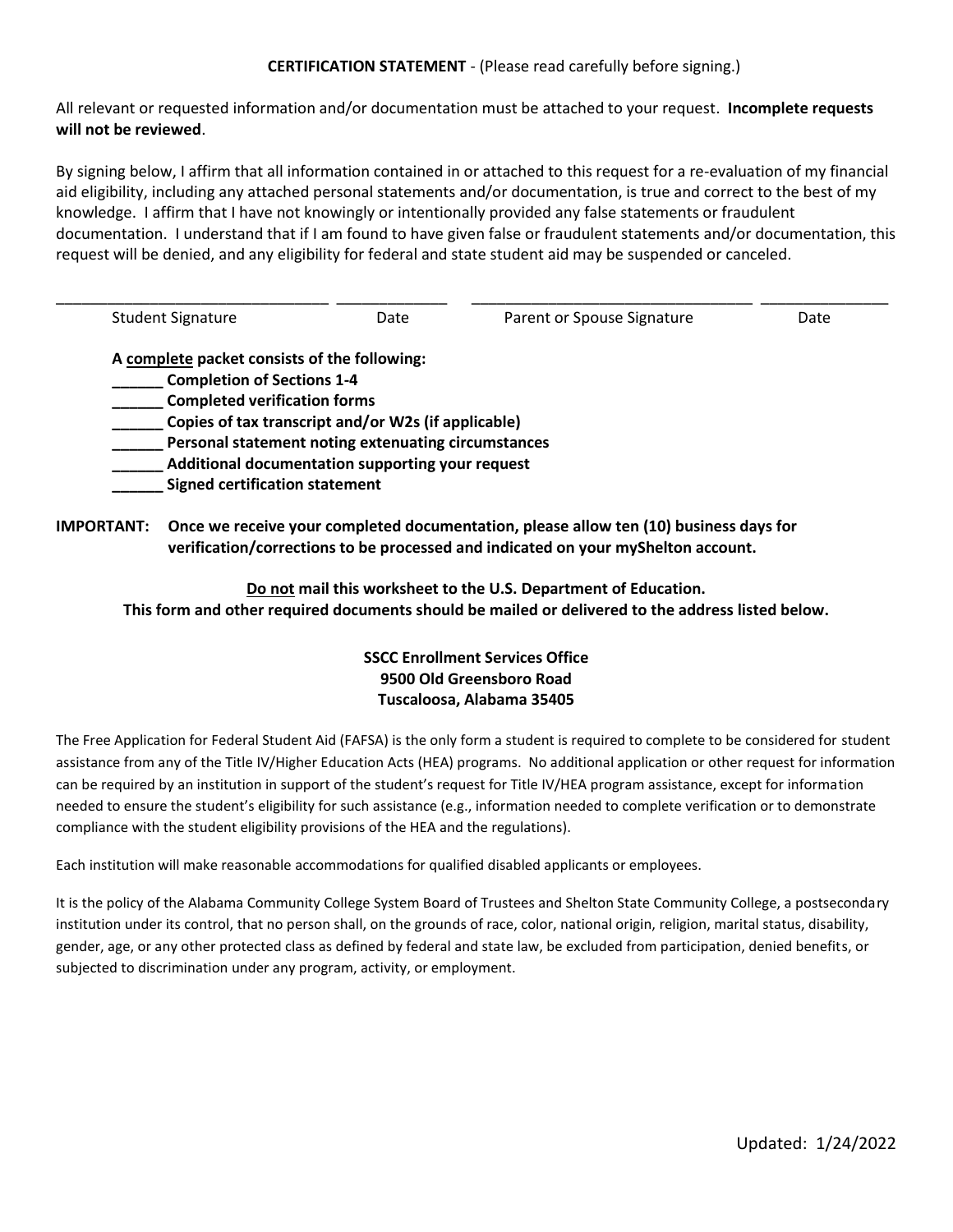**CERTIFICATION STATEMENT** - (Please read carefully before signing.)

All relevant or requested information and/or documentation must be attached to your request. **Incomplete requests will not be reviewed**.

By signing below, I affirm that all information contained in or attached to this request for a re-evaluation of my financial aid eligibility, including any attached personal statements and/or documentation, is true and correct to the best of my knowledge. I affirm that I have not knowingly or intentionally provided any false statements or fraudulent documentation. I understand that if I am found to have given false or fraudulent statements and/or documentation, this request will be denied, and any eligibility for federal and state student aid may be suspended or canceled.

| | | | |
|---|---|---|---|
| ________________________________ | _____________ | _________________________________ | _______________ |
| Student Signature | Date | Parent or Spouse Signature | Date |

**A <u>complete</u> packet consists of the following:**

**______ Completion of Sections 1-4**
**______ Completed verification forms**
**______ Copies of tax transcript and/or W2s (if applicable)**
**______ Personal statement noting extenuating circumstances**
**______ Additional documentation supporting your request**
**______ Signed certification statement**

**IMPORTANT: Once we receive your completed documentation, please allow ten (10) business days for verification/corrections to be processed and indicated on your myShelton account.**

**<u>Do not</u> mail this worksheet to the U.S. Department of Education.**
**This form and other required documents should be mailed or delivered to the address listed below.**

**SSCC Enrollment Services Office**
**9500 Old Greensboro Road**
**Tuscaloosa, Alabama 35405**

The Free Application for Federal Student Aid (FAFSA) is the only form a student is required to complete to be considered for student assistance from any of the Title IV/Higher Education Acts (HEA) programs. No additional application or other request for information can be required by an institution in support of the student's request for Title IV/HEA program assistance, except for information needed to ensure the student's eligibility for such assistance (e.g., information needed to complete verification or to demonstrate compliance with the student eligibility provisions of the HEA and the regulations).

Each institution will make reasonable accommodations for qualified disabled applicants or employees.

It is the policy of the Alabama Community College System Board of Trustees and Shelton State Community College, a postsecondary institution under its control, that no person shall, on the grounds of race, color, national origin, religion, marital status, disability, gender, age, or any other protected class as defined by federal and state law, be excluded from participation, denied benefits, or subjected to discrimination under any program, activity, or employment.

Updated: 1/24/2022